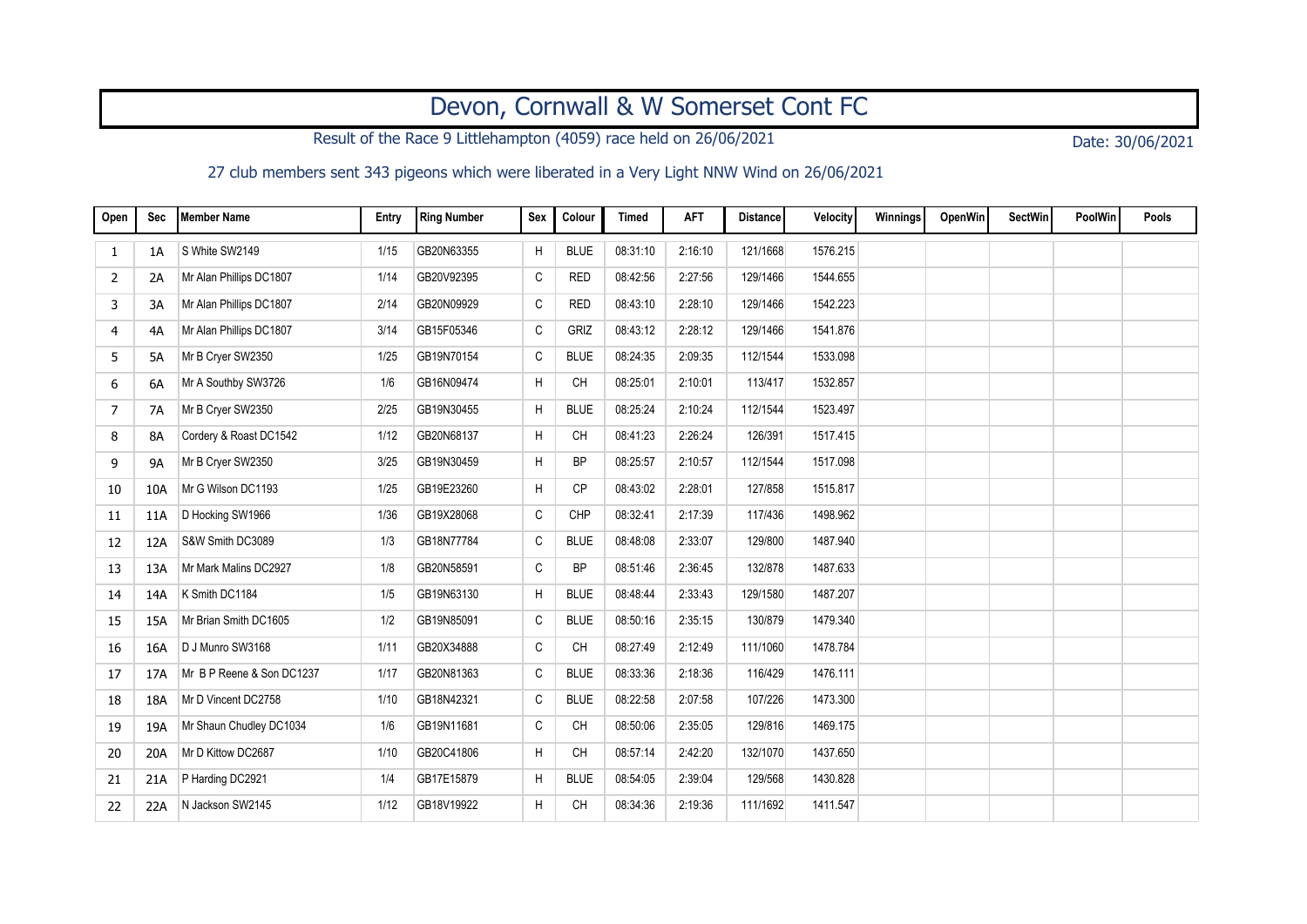# Devon, Cornwall & W Somerset Cont FC

Result of the Race 9 Littlehampton (4059) race held on 26/06/2021

Date: 30/06/2021

27 club members sent 343 pigeons which were liberated in a Very Light NNW Wind on 26/06/2021

| Open | Sec | Member Name | Entry | Ring Number | Sex | Colour | Timed | AFT | Distance | Velocity | Winnings | OpenWin | SectWin | PoolWin | Pools |
|---|---|---|---|---|---|---|---|---|---|---|---|---|---|---|---|
| 1 | 1A | S White SW2149 | 1/15 | GB20N63355 | H | BLUE | 08:31:10 | 2:16:10 | 121/1668 | 1576.215 | | | | | |
| 2 | 2A | Mr Alan Phillips DC1807 | 1/14 | GB20V92395 | C | RED | 08:42:56 | 2:27:56 | 129/1466 | 1544.655 | | | | | |
| 3 | 3A | Mr Alan Phillips DC1807 | 2/14 | GB20N09929 | C | RED | 08:43:10 | 2:28:10 | 129/1466 | 1542.223 | | | | | |
| 4 | 4A | Mr Alan Phillips DC1807 | 3/14 | GB15F05346 | C | GRIZ | 08:43:12 | 2:28:12 | 129/1466 | 1541.876 | | | | | |
| 5 | 5A | Mr B Cryer SW2350 | 1/25 | GB19N70154 | C | BLUE | 08:24:35 | 2:09:35 | 112/1544 | 1533.098 | | | | | |
| 6 | 6A | Mr A Southby SW3726 | 1/6 | GB16N09474 | H | CH | 08:25:01 | 2:10:01 | 113/417 | 1532.857 | | | | | |
| 7 | 7A | Mr B Cryer SW2350 | 2/25 | GB19N30455 | H | BLUE | 08:25:24 | 2:10:24 | 112/1544 | 1523.497 | | | | | |
| 8 | 8A | Cordery & Roast DC1542 | 1/12 | GB20N68137 | H | CH | 08:41:23 | 2:26:24 | 126/391 | 1517.415 | | | | | |
| 9 | 9A | Mr B Cryer SW2350 | 3/25 | GB19N30459 | H | BP | 08:25:57 | 2:10:57 | 112/1544 | 1517.098 | | | | | |
| 10 | 10A | Mr G Wilson DC1193 | 1/25 | GB19E23260 | H | CP | 08:43:02 | 2:28:01 | 127/858 | 1515.817 | | | | | |
| 11 | 11A | D Hocking SW1966 | 1/36 | GB19X28068 | C | CHP | 08:32:41 | 2:17:39 | 117/436 | 1498.962 | | | | | |
| 12 | 12A | S&W Smith DC3089 | 1/3 | GB18N77784 | C | BLUE | 08:48:08 | 2:33:07 | 129/800 | 1487.940 | | | | | |
| 13 | 13A | Mr Mark Malins DC2927 | 1/8 | GB20N58591 | C | BP | 08:51:46 | 2:36:45 | 132/878 | 1487.633 | | | | | |
| 14 | 14A | K Smith DC1184 | 1/5 | GB19N63130 | H | BLUE | 08:48:44 | 2:33:43 | 129/1580 | 1487.207 | | | | | |
| 15 | 15A | Mr Brian Smith DC1605 | 1/2 | GB19N85091 | C | BLUE | 08:50:16 | 2:35:15 | 130/879 | 1479.340 | | | | | |
| 16 | 16A | D J Munro SW3168 | 1/11 | GB20X34888 | C | CH | 08:27:49 | 2:12:49 | 111/1060 | 1478.784 | | | | | |
| 17 | 17A | Mr B P Reene & Son DC1237 | 1/17 | GB20N81363 | C | BLUE | 08:33:36 | 2:18:36 | 116/429 | 1476.111 | | | | | |
| 18 | 18A | Mr D Vincent DC2758 | 1/10 | GB18N42321 | C | BLUE | 08:22:58 | 2:07:58 | 107/226 | 1473.300 | | | | | |
| 19 | 19A | Mr Shaun Chudley DC1034 | 1/6 | GB19N11681 | C | CH | 08:50:06 | 2:35:05 | 129/816 | 1469.175 | | | | | |
| 20 | 20A | Mr D Kittow DC2687 | 1/10 | GB20C41806 | H | CH | 08:57:14 | 2:42:20 | 132/1070 | 1437.650 | | | | | |
| 21 | 21A | P Harding DC2921 | 1/4 | GB17E15879 | H | BLUE | 08:54:05 | 2:39:04 | 129/568 | 1430.828 | | | | | |
| 22 | 22A | N Jackson SW2145 | 1/12 | GB18V19922 | H | CH | 08:34:36 | 2:19:36 | 111/1692 | 1411.547 | | | | | |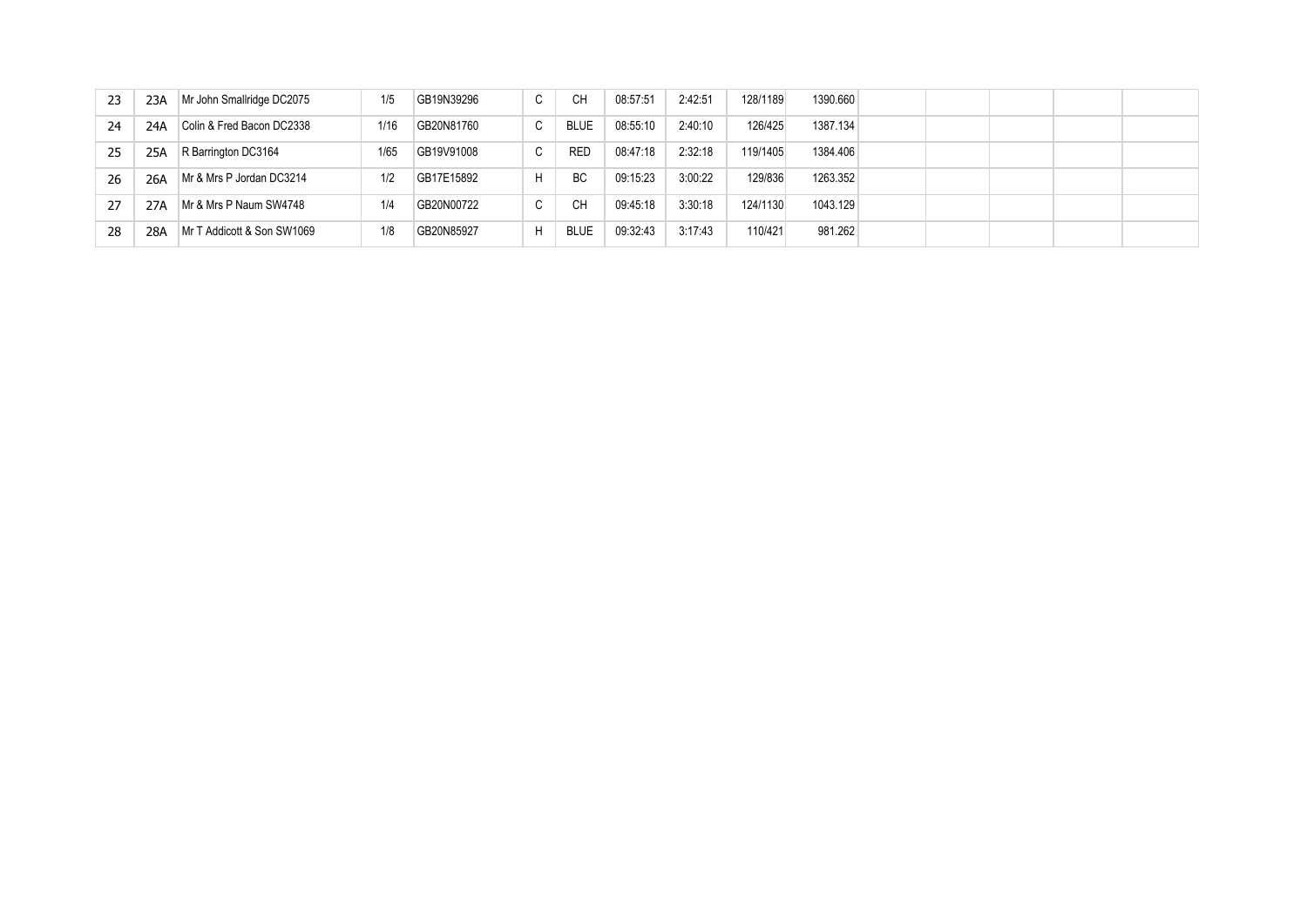| | | | | | | | | | | | | | | | | |
|---|---|---|---|---|---|---|---|---|---|---|---|---|---|---|---|---|
| 23 | 23A | Mr John Smallridge DC2075 | 1/5 | GB19N39296 | C | CH | 08:57:51 | 2:42:51 | 128/1189 | 1390.660 | | | | | | |
| 24 | 24A | Colin & Fred Bacon DC2338 | 1/16 | GB20N81760 | C | BLUE | 08:55:10 | 2:40:10 | 126/425 | 1387.134 | | | | | | |
| 25 | 25A | R Barrington DC3164 | 1/65 | GB19V91008 | C | RED | 08:47:18 | 2:32:18 | 119/1405 | 1384.406 | | | | | | |
| 26 | 26A | Mr & Mrs P Jordan DC3214 | 1/2 | GB17E15892 | H | BC | 09:15:23 | 3:00:22 | 129/836 | 1263.352 | | | | | | |
| 27 | 27A | Mr & Mrs P Naum SW4748 | 1/4 | GB20N00722 | C | CH | 09:45:18 | 3:30:18 | 124/1130 | 1043.129 | | | | | | |
| 28 | 28A | Mr T Addicott & Son SW1069 | 1/8 | GB20N85927 | H | BLUE | 09:32:43 | 3:17:43 | 110/421 | 981.262 | | | | | | |